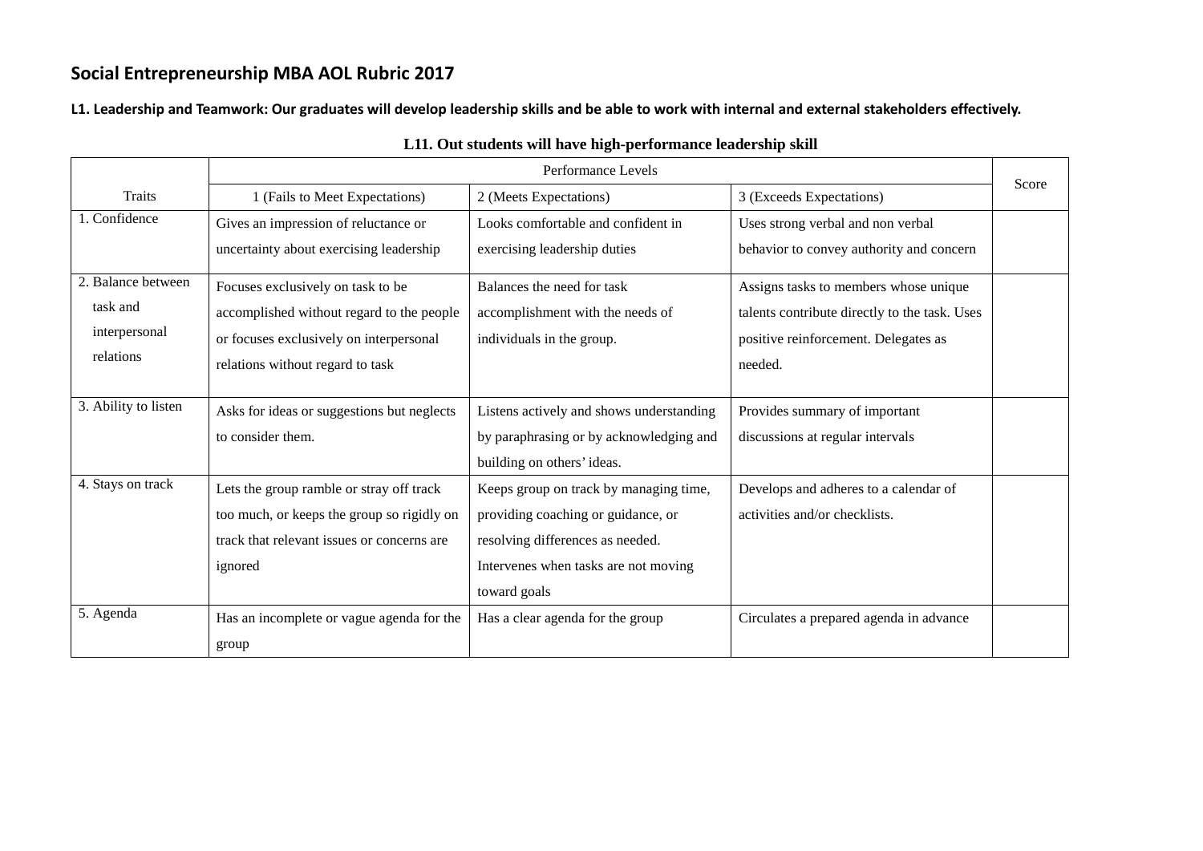## Social Entrepreneurship MBA AOL Rubric 2017

**L1. Leadership and Teamwork: Our graduates will develop leadership skills and be able to work with internal and external stakeholders effectively.**

**L11. Out students will have high-performance leadership skill**

| Traits | Performance Levels | | | Score |
|---|---|---|---|---|
| | 1 (Fails to Meet Expectations) | 2 (Meets Expectations) | 3 (Exceeds Expectations) | |
| 1. Confidence | Gives an impression of reluctance or uncertainty about exercising leadership | Looks comfortable and confident in exercising leadership duties | Uses strong verbal and non verbal behavior to convey authority and concern | |
| 2. Balance between task and interpersonal relations | Focuses exclusively on task to be accomplished without regard to the people or focuses exclusively on interpersonal relations without regard to task | Balances the need for task accomplishment with the needs of individuals in the group. | Assigns tasks to members whose unique talents contribute directly to the task. Uses positive reinforcement. Delegates as needed. | |
| 3. Ability to listen | Asks for ideas or suggestions but neglects to consider them. | Listens actively and shows understanding by paraphrasing or by acknowledging and building on others' ideas. | Provides summary of important discussions at regular intervals | |
| 4. Stays on track | Lets the group ramble or stray off track too much, or keeps the group so rigidly on track that relevant issues or concerns are ignored | Keeps group on track by managing time, providing coaching or guidance, or resolving differences as needed. Intervenes when tasks are not moving toward goals | Develops and adheres to a calendar of activities and/or checklists. | |
| 5. Agenda | Has an incomplete or vague agenda for the group | Has a clear agenda for the group | Circulates a prepared agenda in advance | |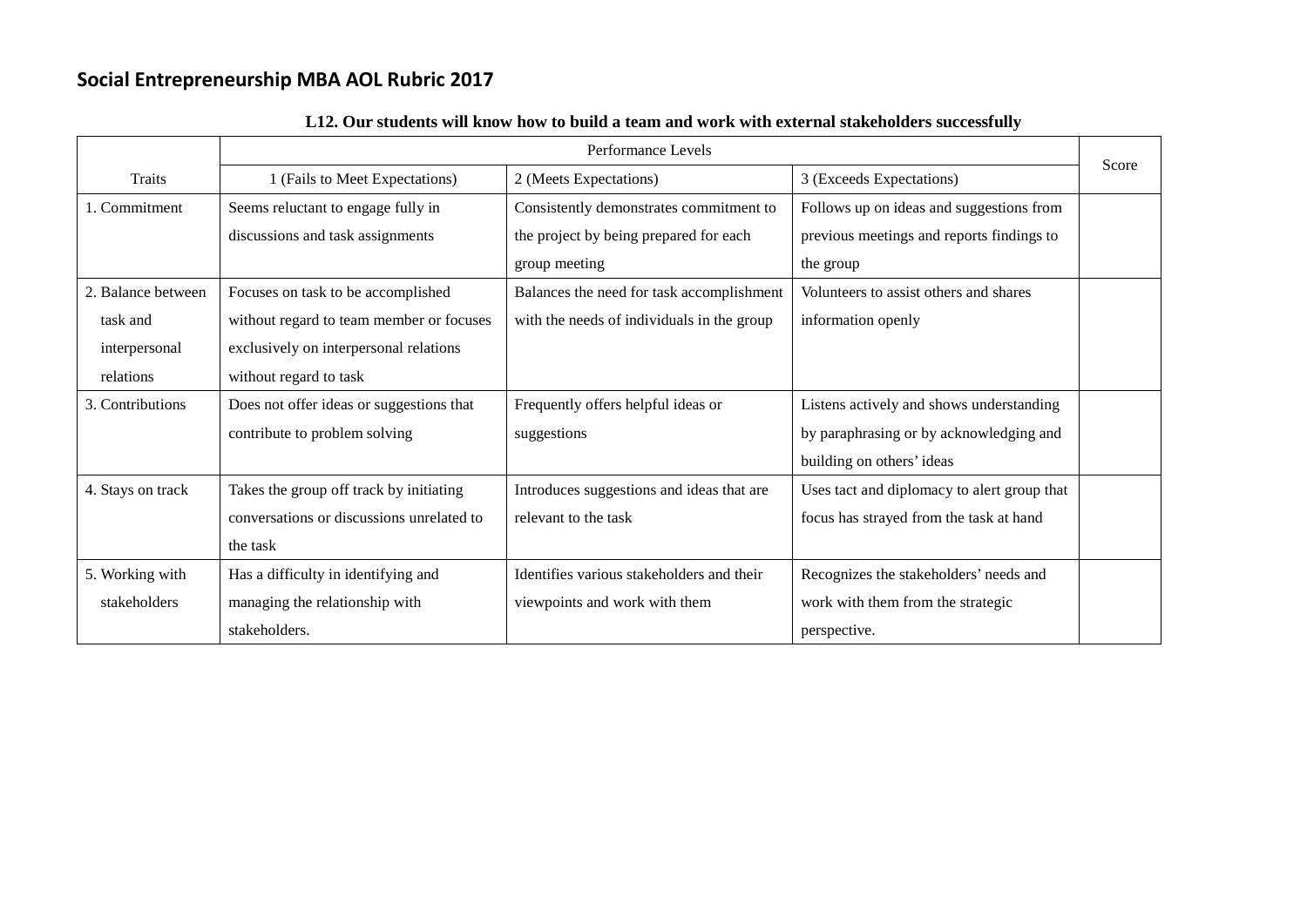## Social Entrepreneurship MBA AOL Rubric 2017

**L12. Our students will know how to build a team and work with external stakeholders successfully**

| Traits | Performance Levels | | | Score |
|---|---|---|---|---|
| | 1 (Fails to Meet Expectations) | 2 (Meets Expectations) | 3 (Exceeds Expectations) | |
| 1. Commitment | Seems reluctant to engage fully in discussions and task assignments | Consistently demonstrates commitment to the project by being prepared for each group meeting | Follows up on ideas and suggestions from previous meetings and reports findings to the group | |
| 2. Balance between task and interpersonal relations | Focuses on task to be accomplished without regard to team member or focuses exclusively on interpersonal relations without regard to task | Balances the need for task accomplishment with the needs of individuals in the group | Volunteers to assist others and shares information openly | |
| 3. Contributions | Does not offer ideas or suggestions that contribute to problem solving | Frequently offers helpful ideas or suggestions | Listens actively and shows understanding by paraphrasing or by acknowledging and building on others' ideas | |
| 4. Stays on track | Takes the group off track by initiating conversations or discussions unrelated to the task | Introduces suggestions and ideas that are relevant to the task | Uses tact and diplomacy to alert group that focus has strayed from the task at hand | |
| 5. Working with stakeholders | Has a difficulty in identifying and managing the relationship with stakeholders. | Identifies various stakeholders and their viewpoints and work with them | Recognizes the stakeholders' needs and work with them from the strategic perspective. | |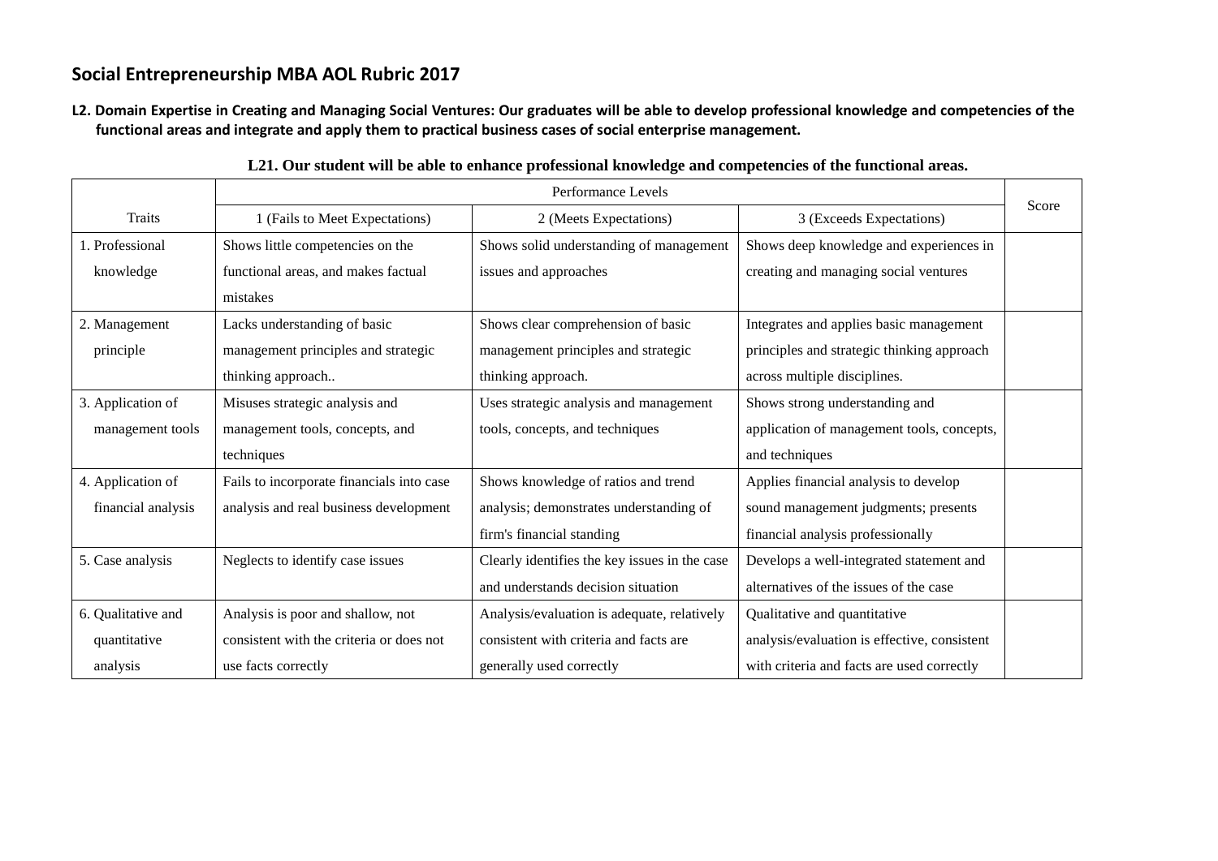## Social Entrepreneurship MBA AOL Rubric 2017

**L2. Domain Expertise in Creating and Managing Social Ventures: Our graduates will be able to develop professional knowledge and competencies of the functional areas and integrate and apply them to practical business cases of social enterprise management.**

**L21. Our student will be able to enhance professional knowledge and competencies of the functional areas.**

| Traits | Performance Levels | | | Score |
|---|---|---|---|---|
| | 1 (Fails to Meet Expectations) | 2 (Meets Expectations) | 3 (Exceeds Expectations) | |
| 1. Professional knowledge | Shows little competencies on the functional areas, and makes factual mistakes | Shows solid understanding of management issues and approaches | Shows deep knowledge and experiences in creating and managing social ventures | |
| 2. Management principle | Lacks understanding of basic management principles and strategic thinking approach.. | Shows clear comprehension of basic management principles and strategic thinking approach. | Integrates and applies basic management principles and strategic thinking approach across multiple disciplines. | |
| 3. Application of management tools | Misuses strategic analysis and management tools, concepts, and techniques | Uses strategic analysis and management tools, concepts, and techniques | Shows strong understanding and application of management tools, concepts, and techniques | |
| 4. Application of financial analysis | Fails to incorporate financials into case analysis and real business development | Shows knowledge of ratios and trend analysis; demonstrates understanding of firm's financial standing | Applies financial analysis to develop sound management judgments; presents financial analysis professionally | |
| 5. Case analysis | Neglects to identify case issues | Clearly identifies the key issues in the case and understands decision situation | Develops a well-integrated statement and alternatives of the issues of the case | |
| 6. Qualitative and quantitative analysis | Analysis is poor and shallow, not consistent with the criteria or does not use facts correctly | Analysis/evaluation is adequate, relatively consistent with criteria and facts are generally used correctly | Qualitative and quantitative analysis/evaluation is effective, consistent with criteria and facts are used correctly | |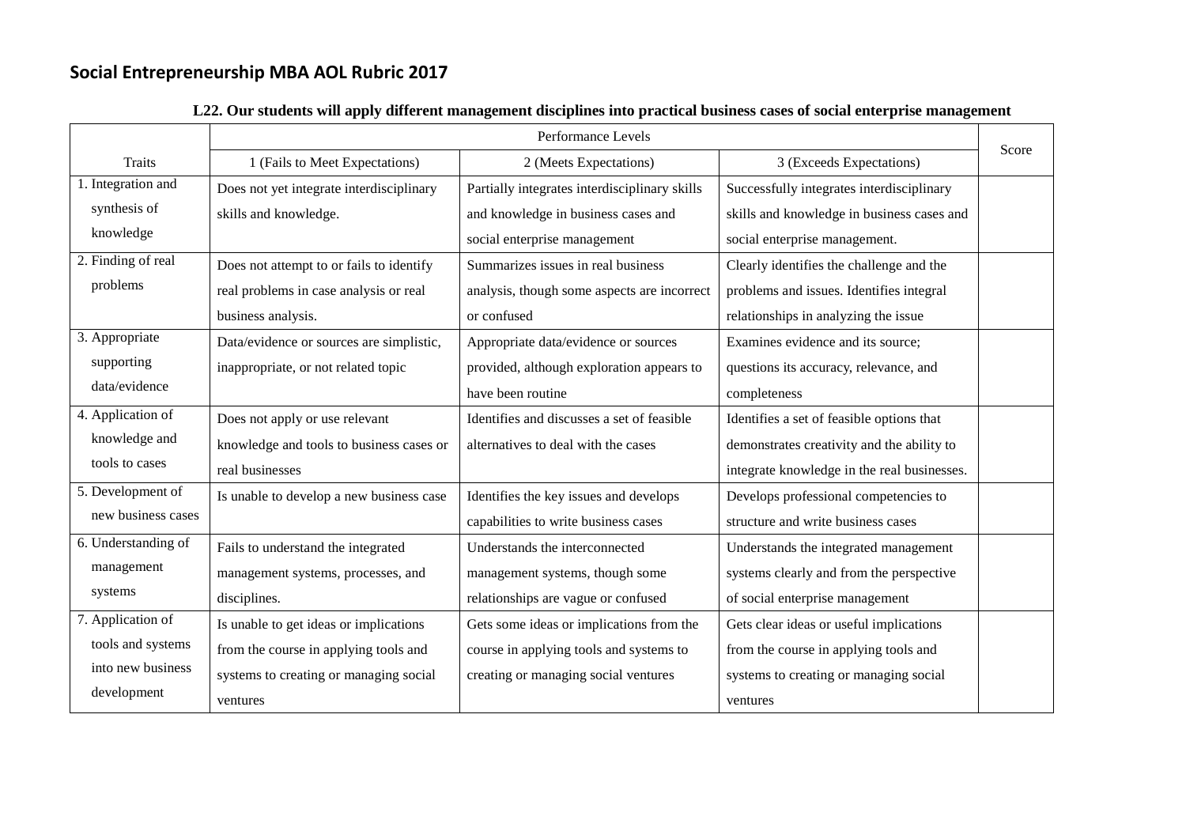## Social Entrepreneurship MBA AOL Rubric 2017

**L22. Our students will apply different management disciplines into practical business cases of social enterprise management**

| Traits | Performance Levels | | | Score |
|---|---|---|---|---|
| | 1 (Fails to Meet Expectations) | 2 (Meets Expectations) | 3 (Exceeds Expectations) | |
| 1. Integration and synthesis of knowledge | Does not yet integrate interdisciplinary skills and knowledge. | Partially integrates interdisciplinary skills and knowledge in business cases and social enterprise management | Successfully integrates interdisciplinary skills and knowledge in business cases and social enterprise management. | |
| 2. Finding of real problems | Does not attempt to or fails to identify real problems in case analysis or real business analysis. | Summarizes issues in real business analysis, though some aspects are incorrect or confused | Clearly identifies the challenge and the problems and issues. Identifies integral relationships in analyzing the issue | |
| 3. Appropriate supporting data/evidence | Data/evidence or sources are simplistic, inappropriate, or not related topic | Appropriate data/evidence or sources provided, although exploration appears to have been routine | Examines evidence and its source; questions its accuracy, relevance, and completeness | |
| 4. Application of knowledge and tools to cases | Does not apply or use relevant knowledge and tools to business cases or real businesses | Identifies and discusses a set of feasible alternatives to deal with the cases | Identifies a set of feasible options that demonstrates creativity and the ability to integrate knowledge in the real businesses. | |
| 5. Development of new business cases | Is unable to develop a new business case | Identifies the key issues and develops capabilities to write business cases | Develops professional competencies to structure and write business cases | |
| 6. Understanding of management systems | Fails to understand the integrated management systems, processes, and disciplines. | Understands the interconnected management systems, though some relationships are vague or confused | Understands the integrated management systems clearly and from the perspective of social enterprise management | |
| 7. Application of tools and systems into new business development | Is unable to get ideas or implications from the course in applying tools and systems to creating or managing social ventures | Gets some ideas or implications from the course in applying tools and systems to creating or managing social ventures | Gets clear ideas or useful implications from the course in applying tools and systems to creating or managing social ventures | |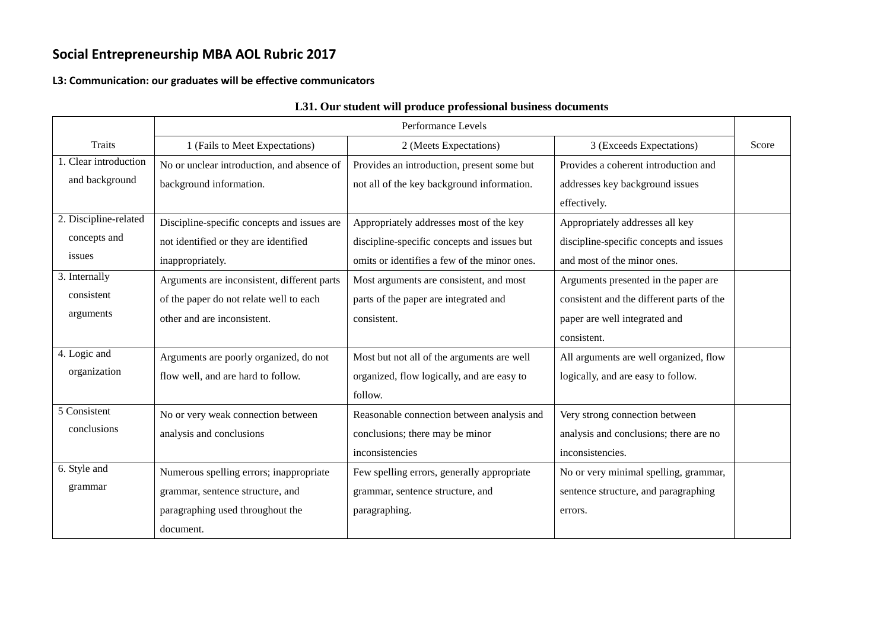# Social Entrepreneurship MBA AOL Rubric 2017

### L3: Communication: our graduates will be effective communicators

**L31. Our student will produce professional business documents**

| Traits | Performance Levels | | | Score |
|---|---|---|---|---|
| | 1 (Fails to Meet Expectations) | 2 (Meets Expectations) | 3 (Exceeds Expectations) | |
| 1. Clear introduction and background | No or unclear introduction, and absence of background information. | Provides an introduction, present some but not all of the key background information. | Provides a coherent introduction and addresses key background issues effectively. | |
| 2. Discipline-related concepts and issues | Discipline-specific concepts and issues are not identified or they are identified inappropriately. | Appropriately addresses most of the key discipline-specific concepts and issues but omits or identifies a few of the minor ones. | Appropriately addresses all key discipline-specific concepts and issues and most of the minor ones. | |
| 3. Internally consistent arguments | Arguments are inconsistent, different parts of the paper do not relate well to each other and are inconsistent. | Most arguments are consistent, and most parts of the paper are integrated and consistent. | Arguments presented in the paper are consistent and the different parts of the paper are well integrated and consistent. | |
| 4. Logic and organization | Arguments are poorly organized, do not flow well, and are hard to follow. | Most but not all of the arguments are well organized, flow logically, and are easy to follow. | All arguments are well organized, flow logically, and are easy to follow. | |
| 5 Consistent conclusions | No or very weak connection between analysis and conclusions | Reasonable connection between analysis and conclusions; there may be minor inconsistencies | Very strong connection between analysis and conclusions; there are no inconsistencies. | |
| 6. Style and grammar | Numerous spelling errors; inappropriate grammar, sentence structure, and paragraphing used throughout the document. | Few spelling errors, generally appropriate grammar, sentence structure, and paragraphing. | No or very minimal spelling, grammar, sentence structure, and paragraphing errors. | |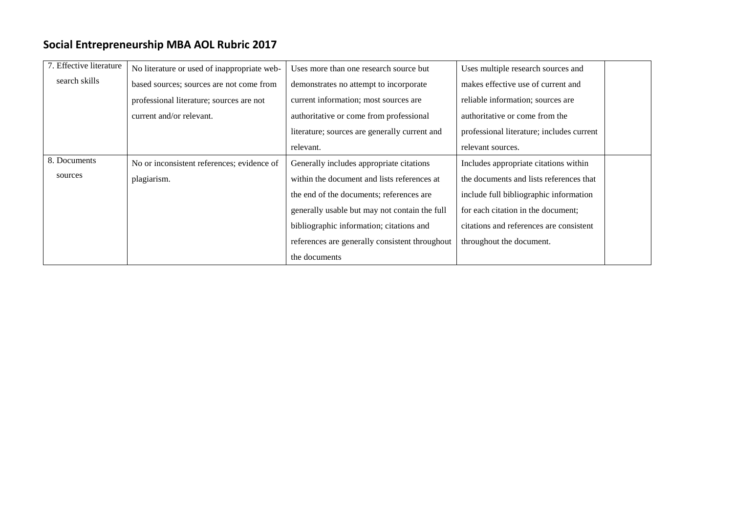## Social Entrepreneurship MBA AOL Rubric 2017

| | | | | |
|---|---|---|---|---|
| 7. Effective literature search skills | No literature or used of inappropriate web-based sources; sources are not come from professional literature; sources are not current and/or relevant. | Uses more than one research source but demonstrates no attempt to incorporate current information; most sources are authoritative or come from professional literature; sources are generally current and relevant. | Uses multiple research sources and makes effective use of current and reliable information; sources are authoritative or come from the professional literature; includes current relevant sources. | |
| 8. Documents sources | No or inconsistent references; evidence of plagiarism. | Generally includes appropriate citations within the document and lists references at the end of the documents; references are generally usable but may not contain the full bibliographic information; citations and references are generally consistent throughout the documents | Includes appropriate citations within the documents and lists references that include full bibliographic information for each citation in the document; citations and references are consistent throughout the document. | |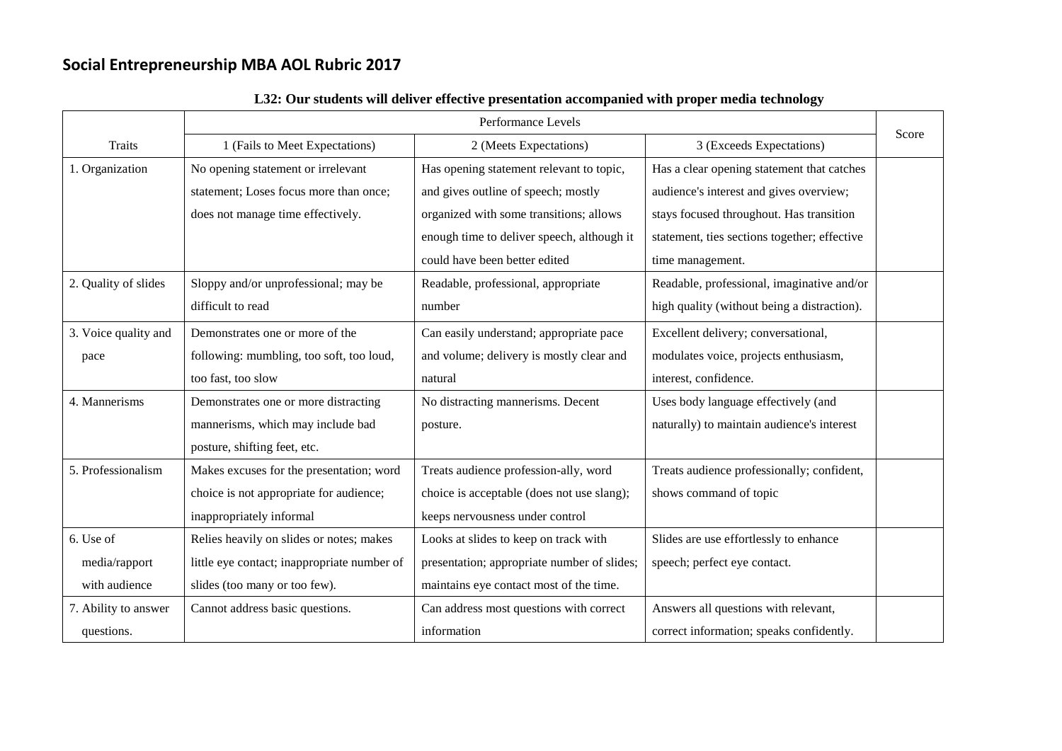# Social Entrepreneurship MBA AOL Rubric 2017

**L32: Our students will deliver effective presentation accompanied with proper media technology**

| Traits | Performance Levels | | | Score |
|---|---|---|---|---|
| | 1 (Fails to Meet Expectations) | 2 (Meets Expectations) | 3 (Exceeds Expectations) | |
| 1. Organization | No opening statement or irrelevant statement; Loses focus more than once; does not manage time effectively. | Has opening statement relevant to topic, and gives outline of speech; mostly organized with some transitions; allows enough time to deliver speech, although it could have been better edited | Has a clear opening statement that catches audience's interest and gives overview; stays focused throughout. Has transition statement, ties sections together; effective time management. | |
| 2. Quality of slides | Sloppy and/or unprofessional; may be difficult to read | Readable, professional, appropriate number | Readable, professional, imaginative and/or high quality (without being a distraction). | |
| 3. Voice quality and pace | Demonstrates one or more of the following: mumbling, too soft, too loud, too fast, too slow | Can easily understand; appropriate pace and volume; delivery is mostly clear and natural | Excellent delivery; conversational, modulates voice, projects enthusiasm, interest, confidence. | |
| 4. Mannerisms | Demonstrates one or more distracting mannerisms, which may include bad posture, shifting feet, etc. | No distracting mannerisms. Decent posture. | Uses body language effectively (and naturally) to maintain audience's interest | |
| 5. Professionalism | Makes excuses for the presentation; word choice is not appropriate for audience; inappropriately informal | Treats audience profession-ally, word choice is acceptable (does not use slang); keeps nervousness under control | Treats audience professionally; confident, shows command of topic | |
| 6. Use of media/rapport with audience | Relies heavily on slides or notes; makes little eye contact; inappropriate number of slides (too many or too few). | Looks at slides to keep on track with presentation; appropriate number of slides; maintains eye contact most of the time. | Slides are use effortlessly to enhance speech; perfect eye contact. | |
| 7. Ability to answer questions. | Cannot address basic questions. | Can address most questions with correct information | Answers all questions with relevant, correct information; speaks confidently. | |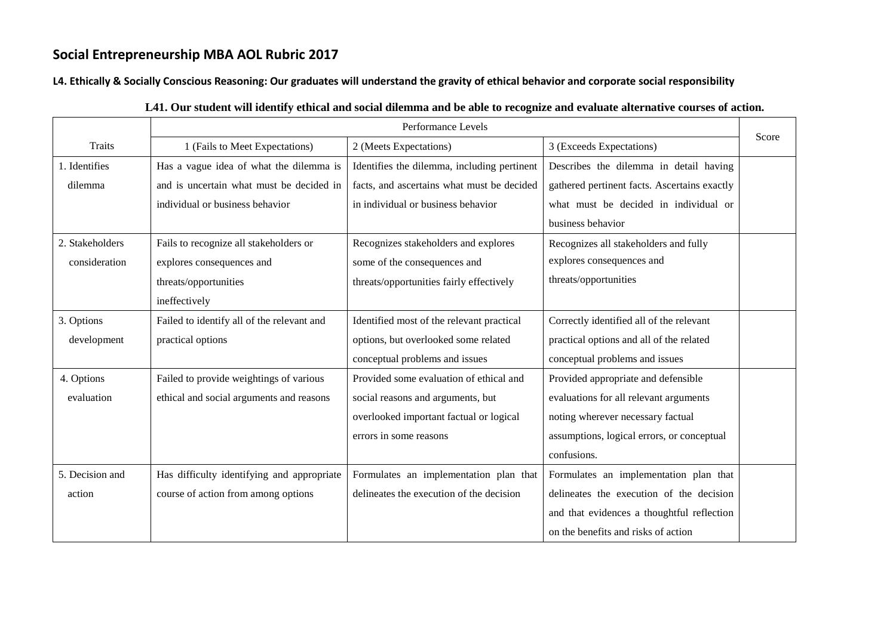## Social Entrepreneurship MBA AOL Rubric 2017

### L4. Ethically & Socially Conscious Reasoning: Our graduates will understand the gravity of ethical behavior and corporate social responsibility

**L41. Our student will identify ethical and social dilemma and be able to recognize and evaluate alternative courses of action.**

| Traits | Performance Levels | | | Score |
|---|---|---|---|---|
| | 1 (Fails to Meet Expectations) | 2 (Meets Expectations) | 3 (Exceeds Expectations) | |
| 1. Identifies dilemma | Has a vague idea of what the dilemma is and is uncertain what must be decided in individual or business behavior | Identifies the dilemma, including pertinent facts, and ascertains what must be decided in individual or business behavior | Describes the dilemma in detail having gathered pertinent facts. Ascertains exactly what must be decided in individual or business behavior | |
| 2. Stakeholders consideration | Fails to recognize all stakeholders or explores consequences and threats/opportunities ineffectively | Recognizes stakeholders and explores some of the consequences and threats/opportunities fairly effectively | Recognizes all stakeholders and fully explores consequences and threats/opportunities | |
| 3. Options development | Failed to identify all of the relevant and practical options | Identified most of the relevant practical options, but overlooked some related conceptual problems and issues | Correctly identified all of the relevant practical options and all of the related conceptual problems and issues | |
| 4. Options evaluation | Failed to provide weightings of various ethical and social arguments and reasons | Provided some evaluation of ethical and social reasons and arguments, but overlooked important factual or logical errors in some reasons | Provided appropriate and defensible evaluations for all relevant arguments noting wherever necessary factual assumptions, logical errors, or conceptual confusions. | |
| 5. Decision and action | Has difficulty identifying and appropriate course of action from among options | Formulates an implementation plan that delineates the execution of the decision | Formulates an implementation plan that delineates the execution of the decision and that evidences a thoughtful reflection on the benefits and risks of action | |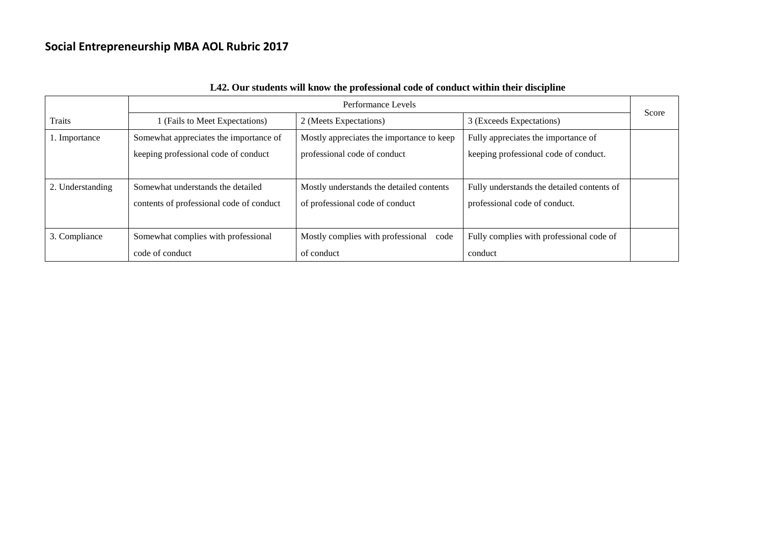## Social Entrepreneurship MBA AOL Rubric 2017

**L42. Our students will know the professional code of conduct within their discipline**

| | Performance Levels | | | Score |
|---|---|---|---|---|
| Traits | 1 (Fails to Meet Expectations) | 2 (Meets Expectations) | 3 (Exceeds Expectations) | |
| 1. Importance | Somewhat appreciates the importance of keeping professional code of conduct | Mostly appreciates the importance to keep professional code of conduct | Fully appreciates the importance of keeping professional code of conduct. | |
| 2. Understanding | Somewhat understands the detailed contents of professional code of conduct | Mostly understands the detailed contents of professional code of conduct | Fully understands the detailed contents of professional code of conduct. | |
| 3. Compliance | Somewhat complies with professional code of conduct | Mostly complies with professional code of conduct | Fully complies with professional code of conduct | |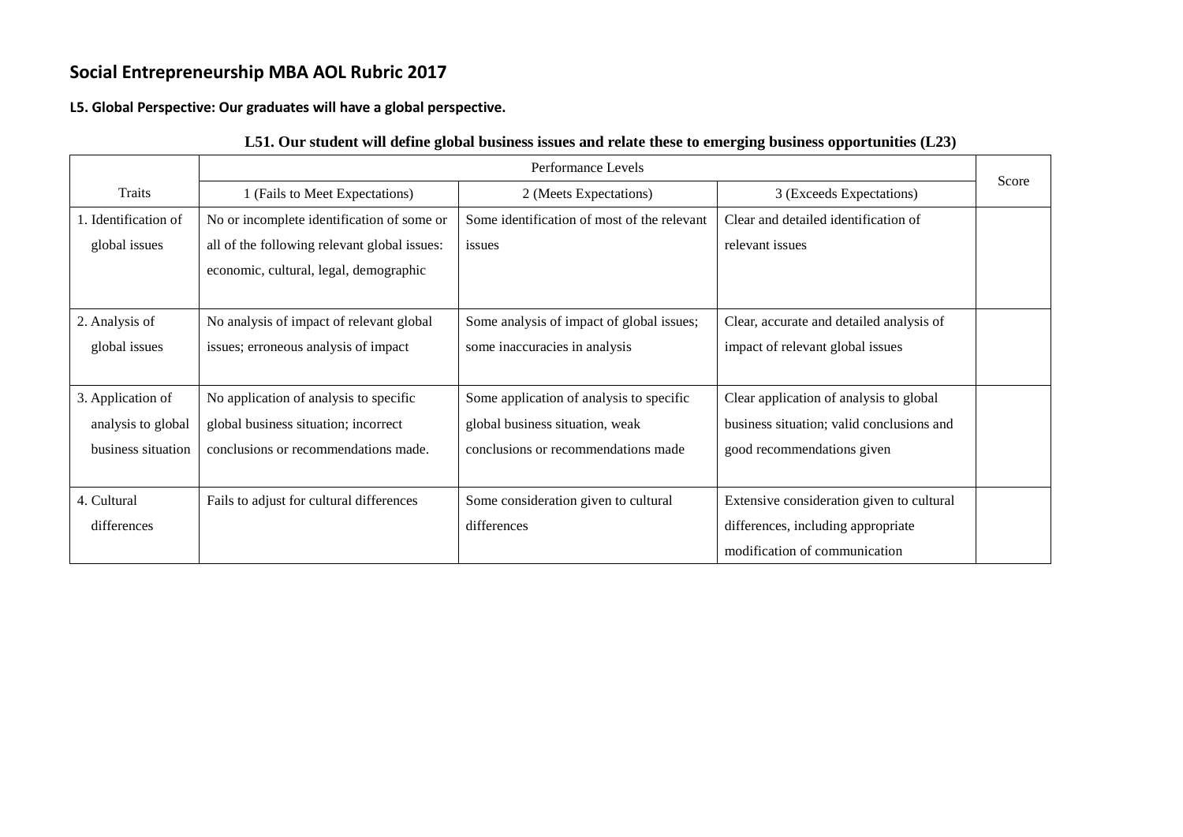## Social Entrepreneurship MBA AOL Rubric 2017

**L5. Global Perspective: Our graduates will have a global perspective.**

**L51. Our student will define global business issues and relate these to emerging business opportunities (L23)**

| | Performance Levels | | | Score |
|---|---|---|---|---|
| Traits | 1 (Fails to Meet Expectations) | 2 (Meets Expectations) | 3 (Exceeds Expectations) | |
| 1. Identification of global issues | No or incomplete identification of some or all of the following relevant global issues: economic, cultural, legal, demographic | Some identification of most of the relevant issues | Clear and detailed identification of relevant issues | |
| 2. Analysis of global issues | No analysis of impact of relevant global issues; erroneous analysis of impact | Some analysis of impact of global issues; some inaccuracies in analysis | Clear, accurate and detailed analysis of impact of relevant global issues | |
| 3. Application of analysis to global business situation | No application of analysis to specific global business situation; incorrect conclusions or recommendations made. | Some application of analysis to specific global business situation, weak conclusions or recommendations made | Clear application of analysis to global business situation; valid conclusions and good recommendations given | |
| 4. Cultural differences | Fails to adjust for cultural differences | Some consideration given to cultural differences | Extensive consideration given to cultural differences, including appropriate modification of communication | |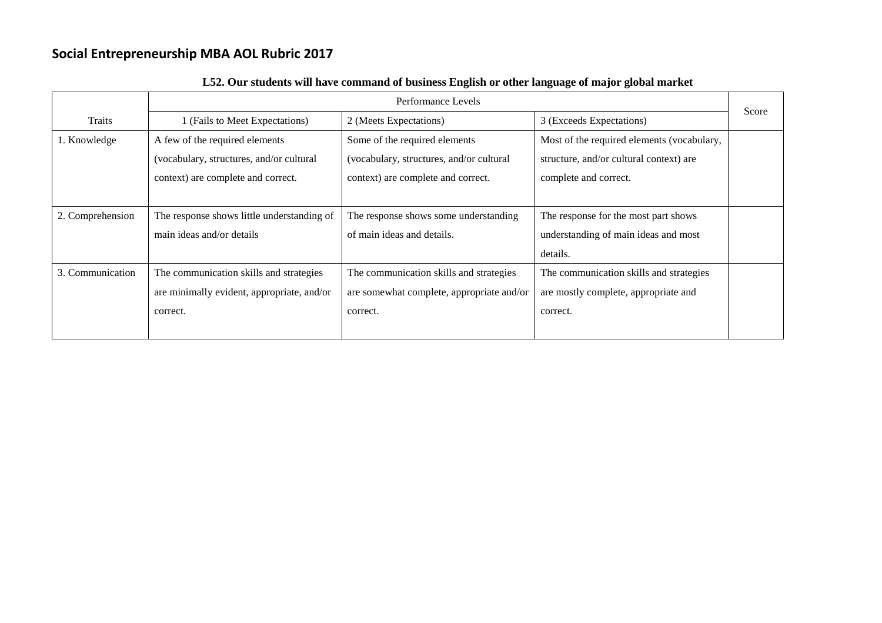## Social Entrepreneurship MBA AOL Rubric 2017

**L52. Our students will have command of business English or other language of major global market**

| Traits | Performance Levels | | | Score |
|---|---|---|---|---|
| | 1 (Fails to Meet Expectations) | 2 (Meets Expectations) | 3 (Exceeds Expectations) | |
| 1. Knowledge | A few of the required elements (vocabulary, structures, and/or cultural context) are complete and correct. | Some of the required elements (vocabulary, structures, and/or cultural context) are complete and correct. | Most of the required elements (vocabulary, structure, and/or cultural context) are complete and correct. | |
| 2. Comprehension | The response shows little understanding of main ideas and/or details | The response shows some understanding of main ideas and details. | The response for the most part shows understanding of main ideas and most details. | |
| 3. Communication | The communication skills and strategies are minimally evident, appropriate, and/or correct. | The communication skills and strategies are somewhat complete, appropriate and/or correct. | The communication skills and strategies are mostly complete, appropriate and correct. | |